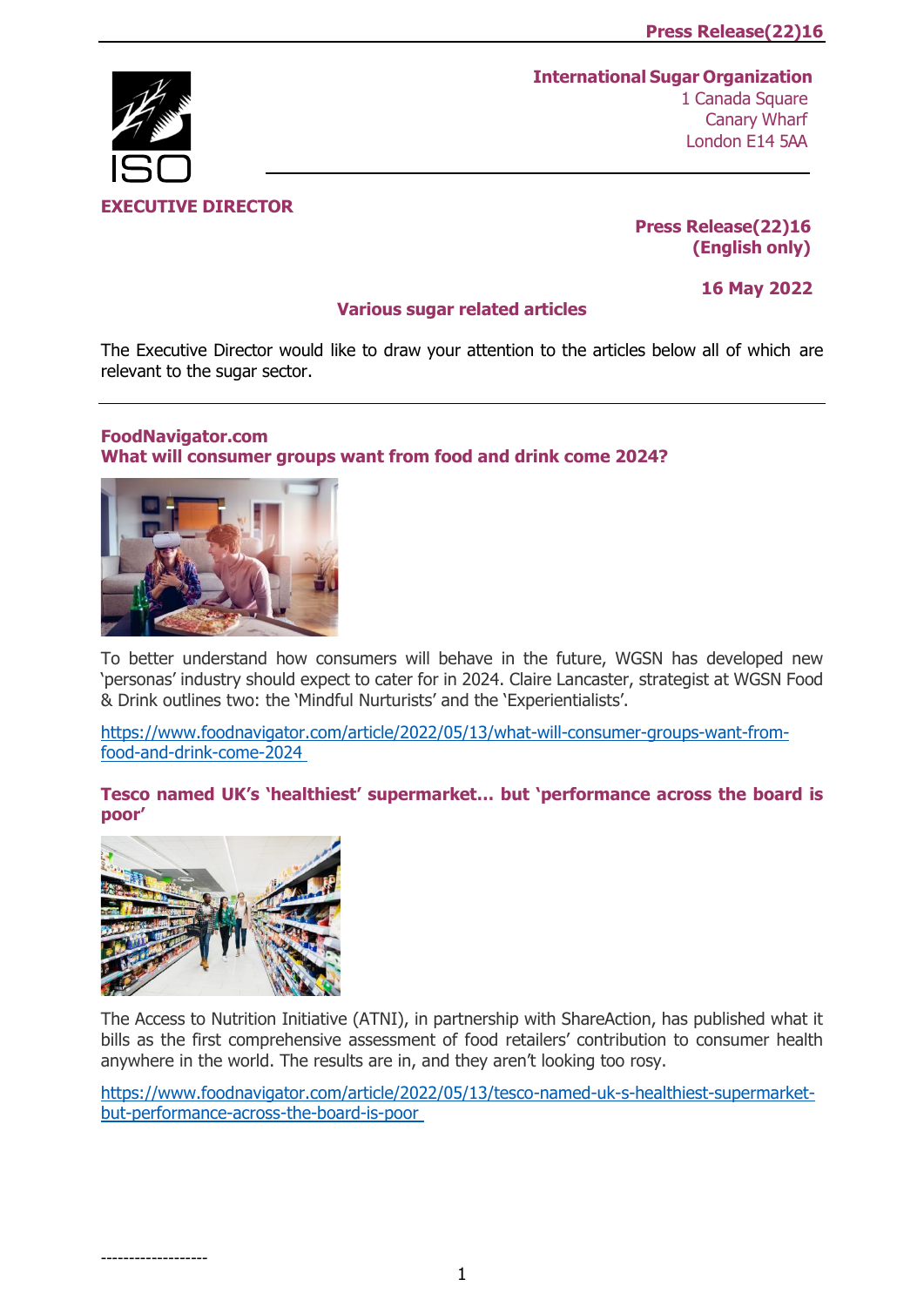**International Sugar Organization**
1 Canada Square
Canary Wharf
London E14 5AA

**EXECUTIVE DIRECTOR**

**Press Release(22)16**
**(English only)**

**16 May 2022**

## Various sugar related articles

The Executive Director would like to draw your attention to the articles below all of which are relevant to the sugar sector.

---

### FoodNavigator.com

### What will consumer groups want from food and drink come 2024?

To better understand how consumers will behave in the future, WGSN has developed new 'personas' industry should expect to cater for in 2024. Claire Lancaster, strategist at WGSN Food & Drink outlines two: the 'Mindful Nurturists' and the 'Experientialists'.

https://www.foodnavigator.com/article/2022/05/13/what-will-consumer-groups-want-from-food-and-drink-come-2024

### Tesco named UK's 'healthiest' supermarket… but 'performance across the board is poor'

The Access to Nutrition Initiative (ATNI), in partnership with ShareAction, has published what it bills as the first comprehensive assessment of food retailers' contribution to consumer health anywhere in the world. The results are in, and they aren't looking too rosy.

https://www.foodnavigator.com/article/2022/05/13/tesco-named-uk-s-healthiest-supermarket-but-performance-across-the-board-is-poor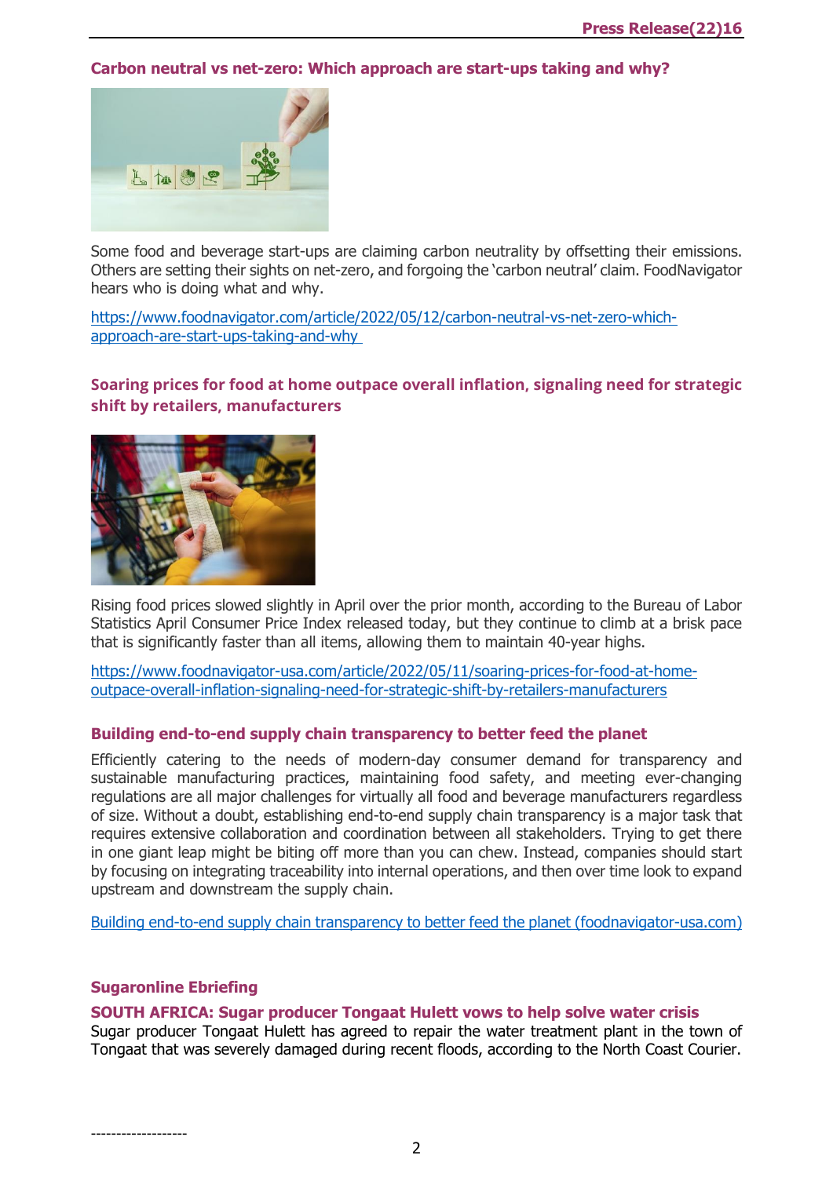## Carbon neutral vs net-zero: Which approach are start-ups taking and why?

Some food and beverage start-ups are claiming carbon neutrality by offsetting their emissions. Others are setting their sights on net-zero, and forgoing the 'carbon neutral' claim. FoodNavigator hears who is doing what and why.

https://www.foodnavigator.com/article/2022/05/12/carbon-neutral-vs-net-zero-which-approach-are-start-ups-taking-and-why

## Soaring prices for food at home outpace overall inflation, signaling need for strategic shift by retailers, manufacturers

Rising food prices slowed slightly in April over the prior month, according to the Bureau of Labor Statistics April Consumer Price Index released today, but they continue to climb at a brisk pace that is significantly faster than all items, allowing them to maintain 40-year highs.

https://www.foodnavigator-usa.com/article/2022/05/11/soaring-prices-for-food-at-home-outpace-overall-inflation-signaling-need-for-strategic-shift-by-retailers-manufacturers

## Building end-to-end supply chain transparency to better feed the planet

Efficiently catering to the needs of modern-day consumer demand for transparency and sustainable manufacturing practices, maintaining food safety, and meeting ever-changing regulations are all major challenges for virtually all food and beverage manufacturers regardless of size. Without a doubt, establishing end-to-end supply chain transparency is a major task that requires extensive collaboration and coordination between all stakeholders. Trying to get there in one giant leap might be biting off more than you can chew. Instead, companies should start by focusing on integrating traceability into internal operations, and then over time look to expand upstream and downstream the supply chain.

Building end-to-end supply chain transparency to better feed the planet (foodnavigator-usa.com)

## Sugaronline Ebriefing

### SOUTH AFRICA: Sugar producer Tongaat Hulett vows to help solve water crisis

Sugar producer Tongaat Hulett has agreed to repair the water treatment plant in the town of Tongaat that was severely damaged during recent floods, according to the North Coast Courier.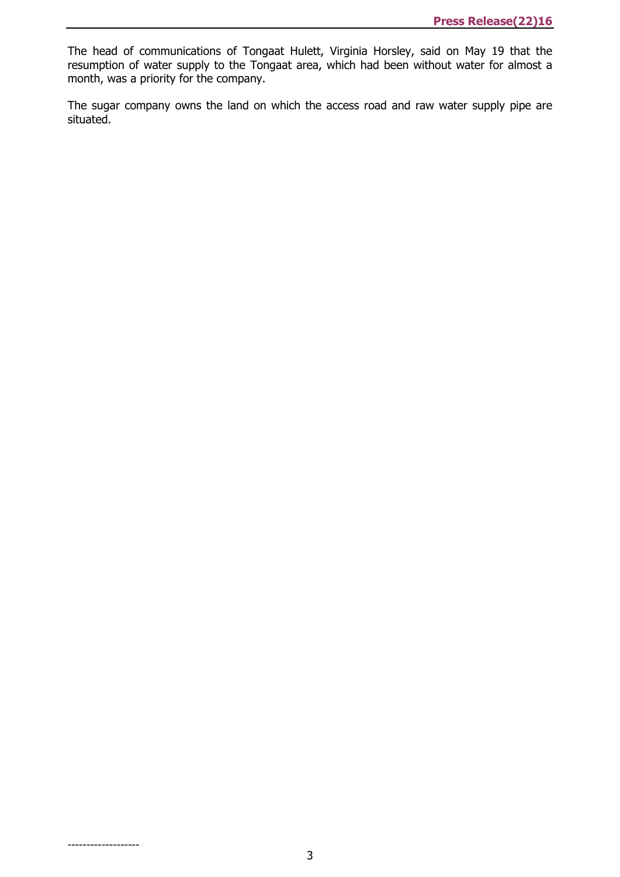The head of communications of Tongaat Hulett, Virginia Horsley, said on May 19 that the resumption of water supply to the Tongaat area, which had been without water for almost a month, was a priority for the company.

The sugar company owns the land on which the access road and raw water supply pipe are situated.

-------------------